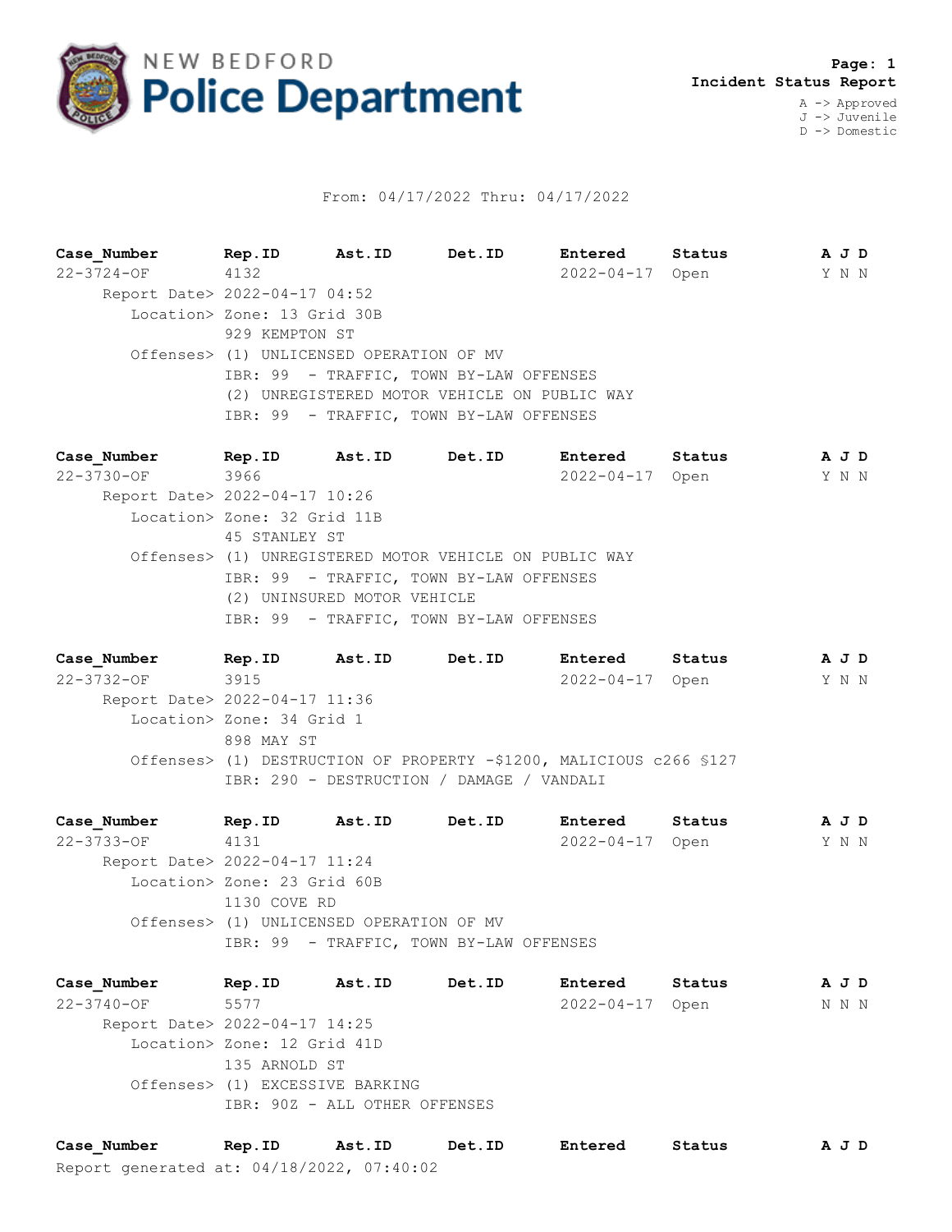# NEW BEDFORD Police Department

**Page: 1**
**Incident Status Report**

A -> Approved
J -> Juvenile
D -> Domestic

From: 04/17/2022 Thru: 04/17/2022

| Case_Number | Rep.ID | Ast.ID | Det.ID | Entered | Status | A J D |
|---|---|---|---|---|---|---|
| 22-3724-OF | 4132 | | | 2022-04-17 | Open | Y N N |

Report Date> 2022-04-17 04:52
Location> Zone: 13 Grid 30B
929 KEMPTON ST
Offenses> (1) UNLICENSED OPERATION OF MV
IBR: 99 - TRAFFIC, TOWN BY-LAW OFFENSES
(2) UNREGISTERED MOTOR VEHICLE ON PUBLIC WAY
IBR: 99 - TRAFFIC, TOWN BY-LAW OFFENSES

| Case_Number | Rep.ID | Ast.ID | Det.ID | Entered | Status | A J D |
|---|---|---|---|---|---|---|
| 22-3730-OF | 3966 | | | 2022-04-17 | Open | Y N N |

Report Date> 2022-04-17 10:26
Location> Zone: 32 Grid 11B
45 STANLEY ST
Offenses> (1) UNREGISTERED MOTOR VEHICLE ON PUBLIC WAY
IBR: 99 - TRAFFIC, TOWN BY-LAW OFFENSES
(2) UNINSURED MOTOR VEHICLE
IBR: 99 - TRAFFIC, TOWN BY-LAW OFFENSES

| Case_Number | Rep.ID | Ast.ID | Det.ID | Entered | Status | A J D |
|---|---|---|---|---|---|---|
| 22-3732-OF | 3915 | | | 2022-04-17 | Open | Y N N |

Report Date> 2022-04-17 11:36
Location> Zone: 34 Grid 1
898 MAY ST
Offenses> (1) DESTRUCTION OF PROPERTY -$1200, MALICIOUS c266 §127
IBR: 290 - DESTRUCTION / DAMAGE / VANDALI

| Case_Number | Rep.ID | Ast.ID | Det.ID | Entered | Status | A J D |
|---|---|---|---|---|---|---|
| 22-3733-OF | 4131 | | | 2022-04-17 | Open | Y N N |

Report Date> 2022-04-17 11:24
Location> Zone: 23 Grid 60B
1130 COVE RD
Offenses> (1) UNLICENSED OPERATION OF MV
IBR: 99 - TRAFFIC, TOWN BY-LAW OFFENSES

| Case_Number | Rep.ID | Ast.ID | Det.ID | Entered | Status | A J D |
|---|---|---|---|---|---|---|
| 22-3740-OF | 5577 | | | 2022-04-17 | Open | N N N |

Report Date> 2022-04-17 14:25
Location> Zone: 12 Grid 41D
135 ARNOLD ST
Offenses> (1) EXCESSIVE BARKING
IBR: 90Z - ALL OTHER OFFENSES

| Case_Number | Rep.ID | Ast.ID | Det.ID | Entered | Status | A J D |
|---|---|---|---|---|---|---|

Report generated at: 04/18/2022, 07:40:02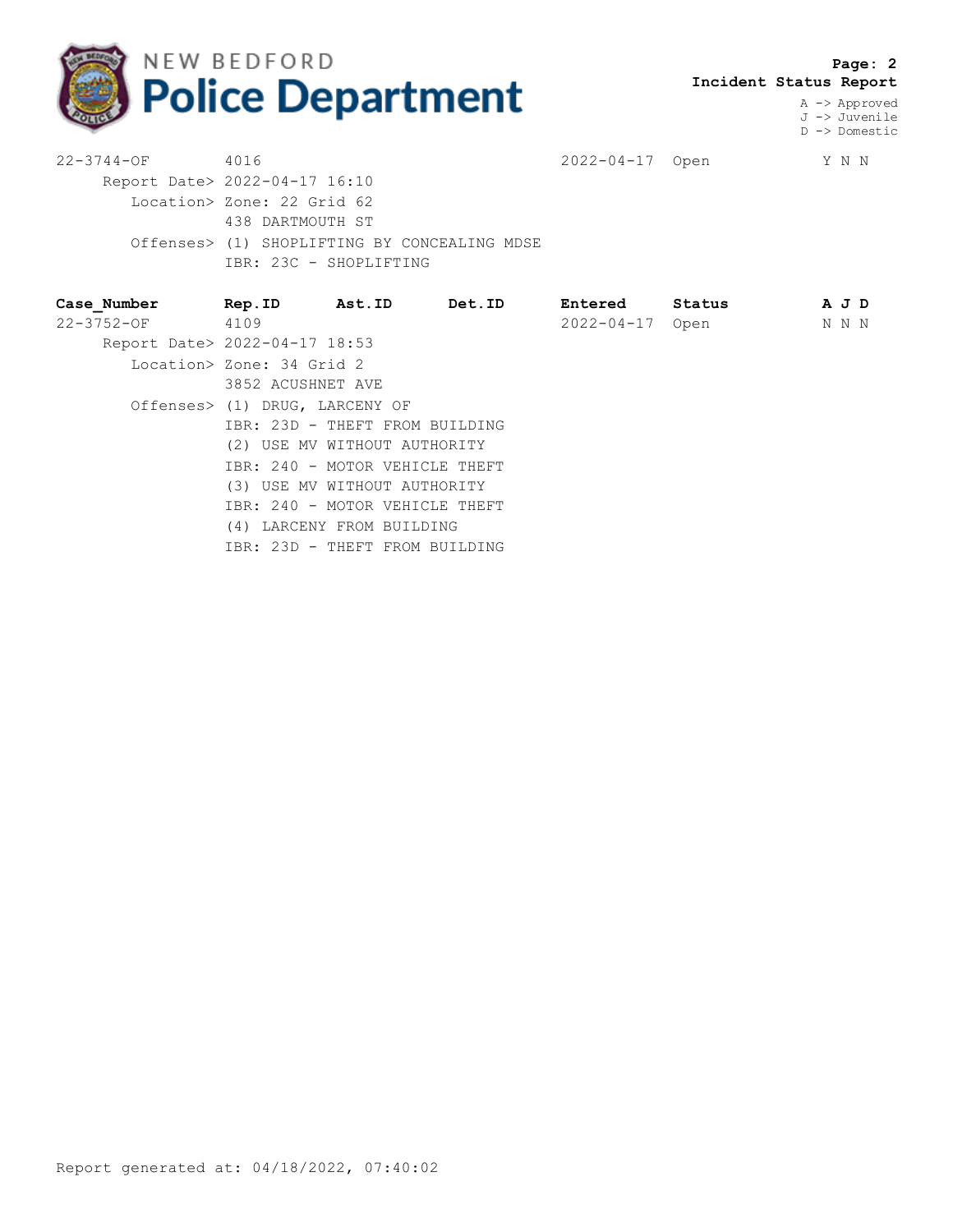# NEW BEDFORD Police Department

**Incident Status Report**

A -> Approved
J -> Juvenile
D -> Domestic

22-3744-OF 4016 2022-04-17 Open Y N N

Report Date> 2022-04-17 16:10
Location> Zone: 22 Grid 62
438 DARTMOUTH ST
Offenses> (1) SHOPLIFTING BY CONCEALING MDSE
IBR: 23C - SHOPLIFTING

| Case_Number | Rep.ID | Ast.ID | Det.ID | Entered | Status | A J D |
|---|---|---|---|---|---|---|
| 22-3752-OF | 4109 | | | 2022-04-17 | Open | N N N |

Report Date> 2022-04-17 18:53
Location> Zone: 34 Grid 2
3852 ACUSHNET AVE
Offenses> (1) DRUG, LARCENY OF
IBR: 23D - THEFT FROM BUILDING
(2) USE MV WITHOUT AUTHORITY
IBR: 240 - MOTOR VEHICLE THEFT
(3) USE MV WITHOUT AUTHORITY
IBR: 240 - MOTOR VEHICLE THEFT
(4) LARCENY FROM BUILDING
IBR: 23D - THEFT FROM BUILDING

Report generated at: 04/18/2022, 07:40:02